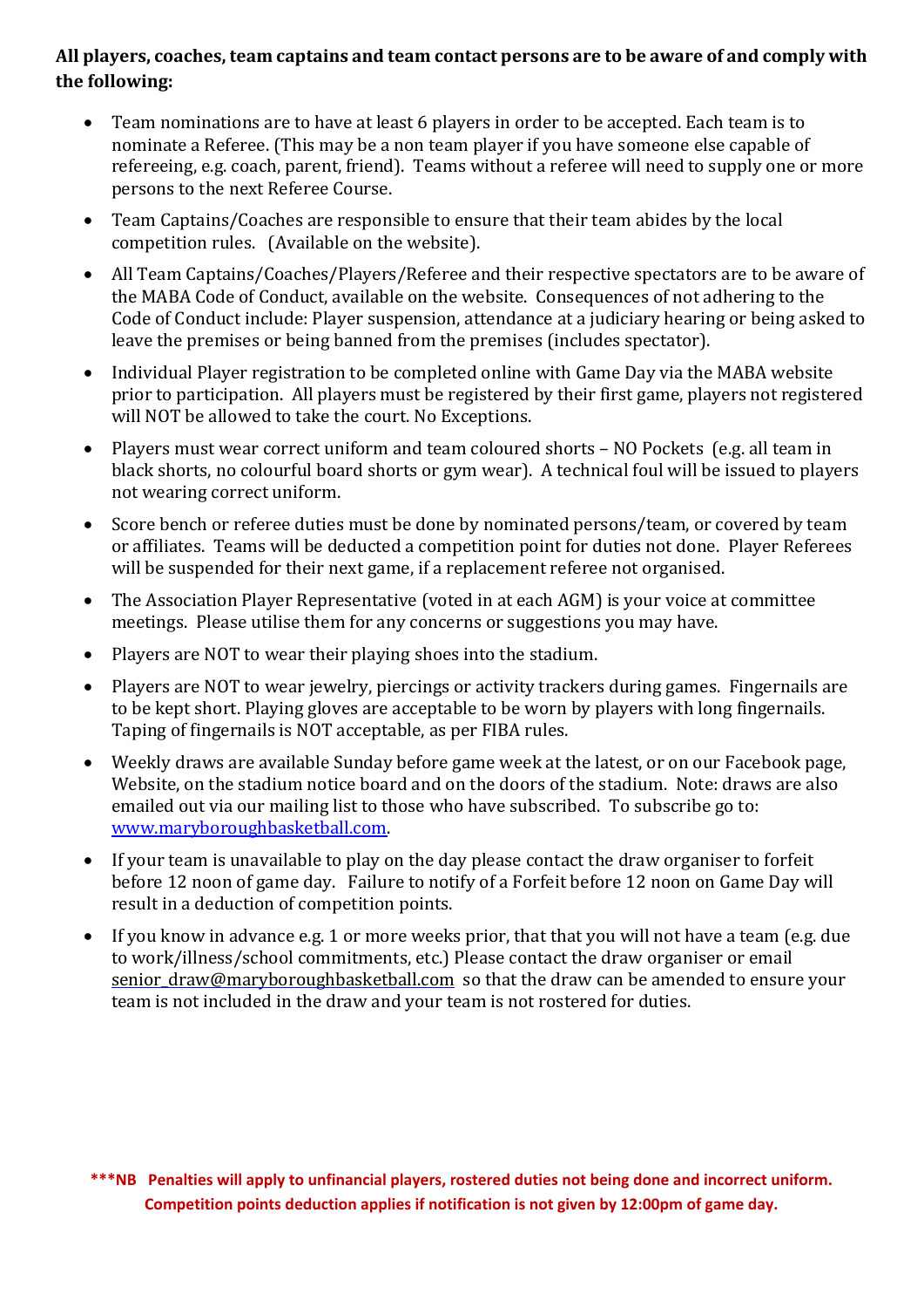**All players, coaches, team captains and team contact persons are to be aware of and comply with the following:**

- Team nominations are to have at least 6 players in order to be accepted. Each team is to nominate a Referee. (This may be a non team player if you have someone else capable of refereeing, e.g. coach, parent, friend). Teams without a referee will need to supply one or more persons to the next Referee Course.
- Team Captains/Coaches are responsible to ensure that their team abides by the local competition rules. (Available on the website).
- All Team Captains/Coaches/Players/Referee and their respective spectators are to be aware of the MABA Code of Conduct, available on the website. Consequences of not adhering to the Code of Conduct include: Player suspension, attendance at a judiciary hearing or being asked to leave the premises or being banned from the premises (includes spectator).
- Individual Player registration to be completed online with Game Day via the MABA website prior to participation. All players must be registered by their first game, players not registered will NOT be allowed to take the court. No Exceptions.
- Players must wear correct uniform and team coloured shorts – NO Pockets (e.g. all team in black shorts, no colourful board shorts or gym wear). A technical foul will be issued to players not wearing correct uniform.
- Score bench or referee duties must be done by nominated persons/team, or covered by team or affiliates. Teams will be deducted a competition point for duties not done. Player Referees will be suspended for their next game, if a replacement referee not organised.
- The Association Player Representative (voted in at each AGM) is your voice at committee meetings. Please utilise them for any concerns or suggestions you may have.
- Players are NOT to wear their playing shoes into the stadium.
- Players are NOT to wear jewelry, piercings or activity trackers during games. Fingernails are to be kept short. Playing gloves are acceptable to be worn by players with long fingernails. Taping of fingernails is NOT acceptable, as per FIBA rules.
- Weekly draws are available Sunday before game week at the latest, or on our Facebook page, Website, on the stadium notice board and on the doors of the stadium. Note: draws are also emailed out via our mailing list to those who have subscribed. To subscribe go to: www.maryboroughbasketball.com.
- If your team is unavailable to play on the day please contact the draw organiser to forfeit before 12 noon of game day. Failure to notify of a Forfeit before 12 noon on Game Day will result in a deduction of competition points.
- If you know in advance e.g. 1 or more weeks prior, that that you will not have a team (e.g. due to work/illness/school commitments, etc.) Please contact the draw organiser or email senior_draw@maryboroughbasketball.com so that the draw can be amended to ensure your team is not included in the draw and your team is not rostered for duties.

**\*\*\*NB Penalties will apply to unfinancial players, rostered duties not being done and incorrect uniform. Competition points deduction applies if notification is not given by 12:00pm of game day.**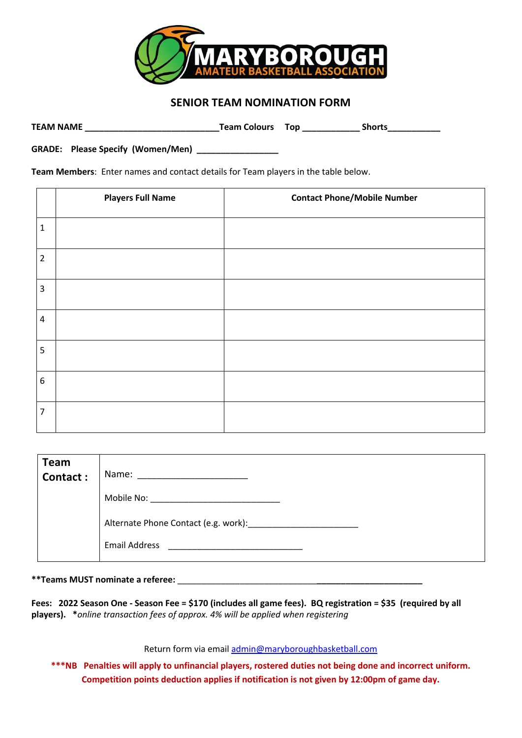MARYBOROUGH AMATEUR BASKETBALL ASSOCIATION

## SENIOR TEAM NOMINATION FORM

**TEAM NAME** ___________________________**Team Colours** **Top** ___________ **Shorts**__________

**GRADE: Please Specify (Women/Men)** ________________

**Team Members**: Enter names and contact details for Team players in the table below.

| | Players Full Name | Contact Phone/Mobile Number |
|---|---|---|
| 1 | | |
| 2 | | |
| 3 | | |
| 4 | | |
| 5 | | |
| 6 | | |
| 7 | | |

| | |
|---|---|
| **Team Contact :** | Name: _____________________<br>Mobile No: _________________________<br>Alternate Phone Contact (e.g. work):_____________________<br>Email Address ___________________________ |

**\*\*Teams MUST nominate a referee:** ____________________________________________

**Fees: 2022 Season One - Season Fee = $170 (includes all game fees). BQ registration = $35 (required by all players).** *\*online transaction fees of approx. 4% will be applied when registering*

Return form via email admin@maryboroughbasketball.com

**\*\*\*NB Penalties will apply to unfinancial players, rostered duties not being done and incorrect uniform. Competition points deduction applies if notification is not given by 12:00pm of game day.**